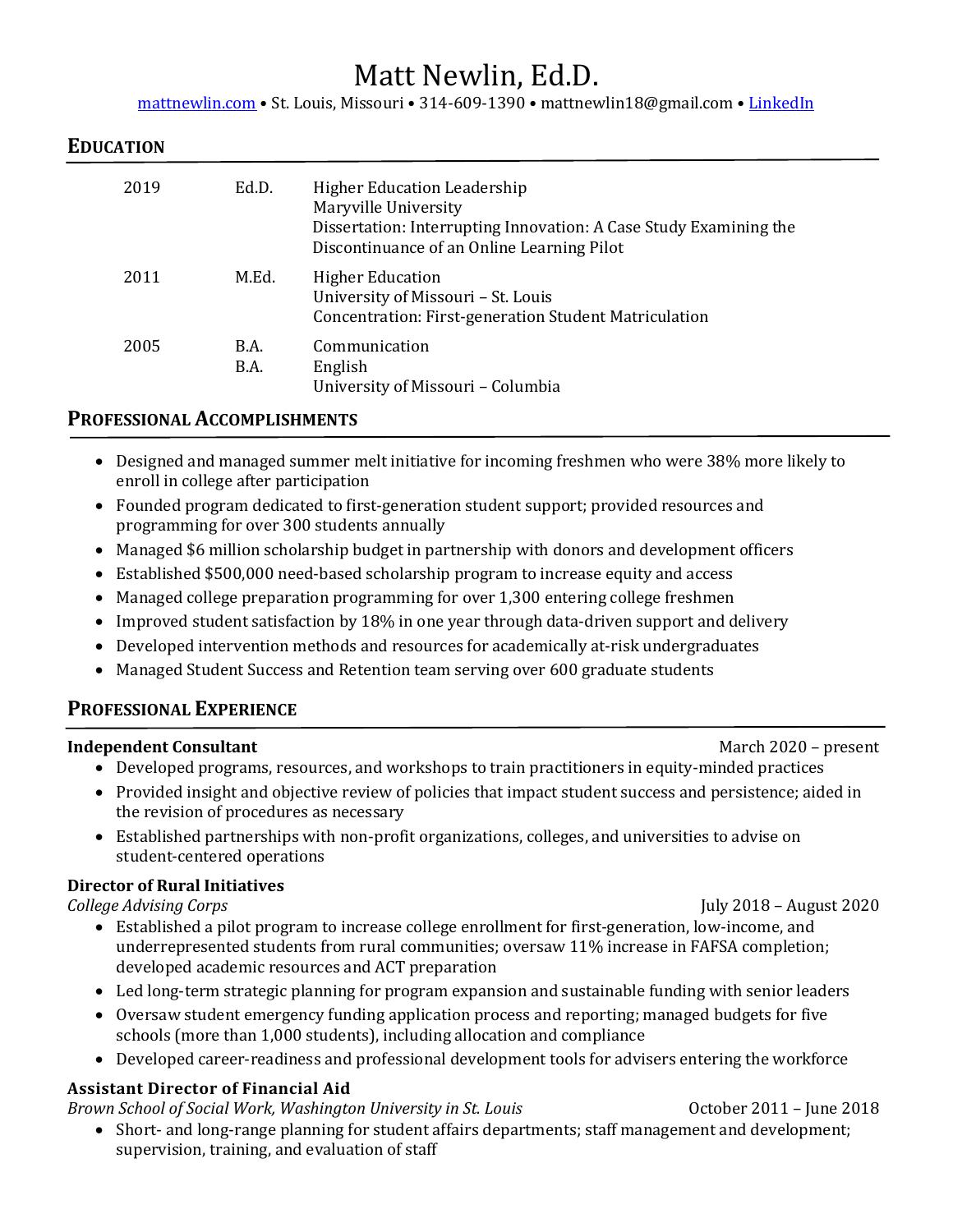# Matt Newlin, Ed.D.

[mattnewlin.com](mattnewlin.com) • St. Louis, Missouri • 314-609-1390 • mattnewlin18@gmail.com • LinkedIn

## Education

| | | |
|---|---|---|
| 2019 | Ed.D. | Higher Education Leadership<br>Maryville University<br>Dissertation: Interrupting Innovation: A Case Study Examining the Discontinuance of an Online Learning Pilot |
| 2011 | M.Ed. | Higher Education<br>University of Missouri – St. Louis<br>Concentration: First-generation Student Matriculation |
| 2005 | B.A.<br>B.A. | Communication<br>English<br>University of Missouri – Columbia |

## Professional Accomplishments

- Designed and managed summer melt initiative for incoming freshmen who were 38% more likely to enroll in college after participation
- Founded program dedicated to first-generation student support; provided resources and programming for over 300 students annually
- Managed $6 million scholarship budget in partnership with donors and development officers
- Established $500,000 need-based scholarship program to increase equity and access
- Managed college preparation programming for over 1,300 entering college freshmen
- Improved student satisfaction by 18% in one year through data-driven support and delivery
- Developed intervention methods and resources for academically at-risk undergraduates
- Managed Student Success and Retention team serving over 600 graduate students

## Professional Experience

**Independent Consultant** — March 2020 – present

- Developed programs, resources, and workshops to train practitioners in equity-minded practices
- Provided insight and objective review of policies that impact student success and persistence; aided in the revision of procedures as necessary
- Established partnerships with non-profit organizations, colleges, and universities to advise on student-centered operations

**Director of Rural Initiatives**
*College Advising Corps* — July 2018 – August 2020

- Established a pilot program to increase college enrollment for first-generation, low-income, and underrepresented students from rural communities; oversaw 11% increase in FAFSA completion; developed academic resources and ACT preparation
- Led long-term strategic planning for program expansion and sustainable funding with senior leaders
- Oversaw student emergency funding application process and reporting; managed budgets for five schools (more than 1,000 students), including allocation and compliance
- Developed career-readiness and professional development tools for advisers entering the workforce

**Assistant Director of Financial Aid**
*Brown School of Social Work, Washington University in St. Louis* — October 2011 – June 2018

- Short- and long-range planning for student affairs departments; staff management and development; supervision, training, and evaluation of staff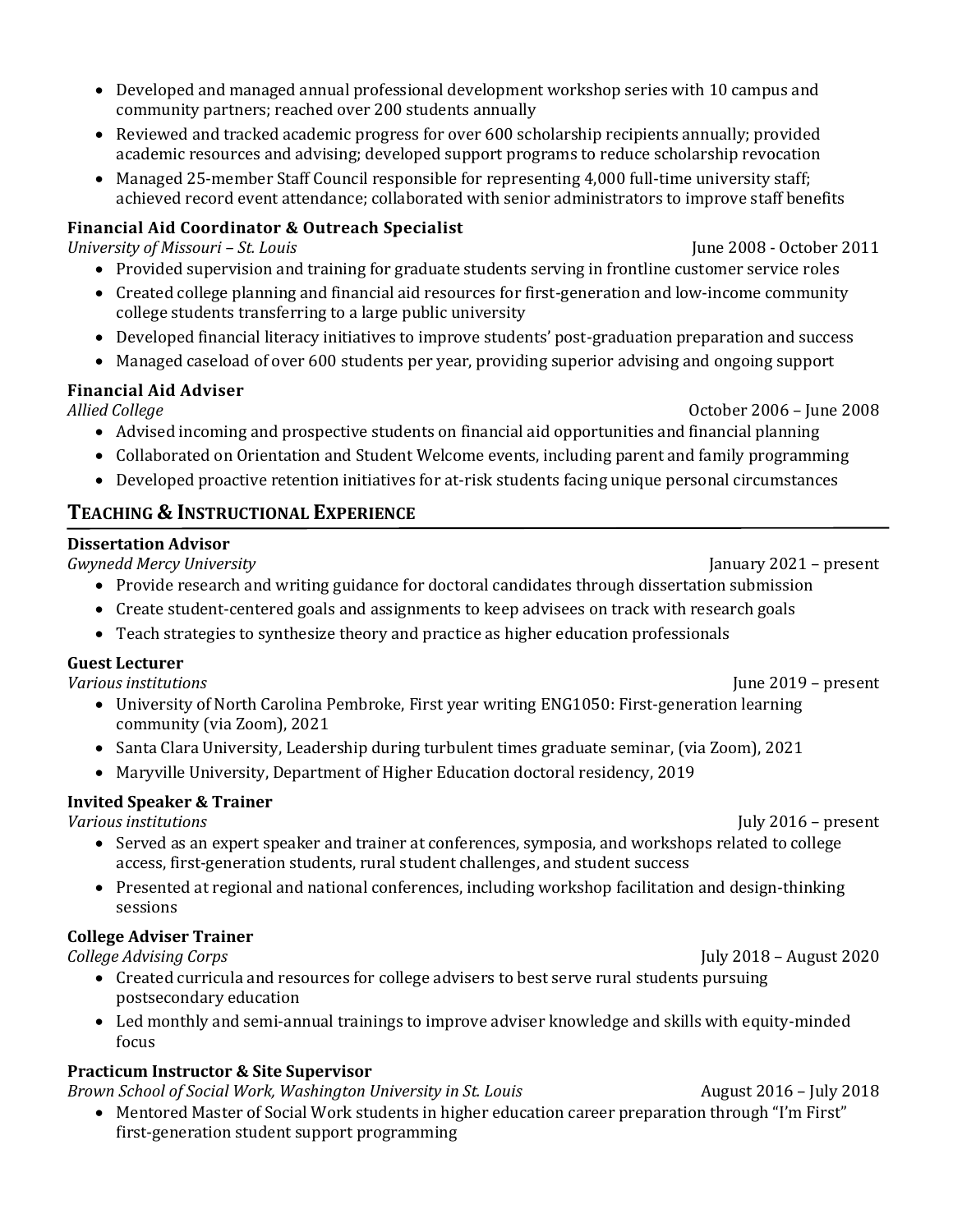- Developed and managed annual professional development workshop series with 10 campus and community partners; reached over 200 students annually
- Reviewed and tracked academic progress for over 600 scholarship recipients annually; provided academic resources and advising; developed support programs to reduce scholarship revocation
- Managed 25-member Staff Council responsible for representing 4,000 full-time university staff; achieved record event attendance; collaborated with senior administrators to improve staff benefits

**Financial Aid Coordinator & Outreach Specialist**
*University of Missouri – St. Louis* June 2008 - October 2011

- Provided supervision and training for graduate students serving in frontline customer service roles
- Created college planning and financial aid resources for first-generation and low-income community college students transferring to a large public university
- Developed financial literacy initiatives to improve students' post-graduation preparation and success
- Managed caseload of over 600 students per year, providing superior advising and ongoing support

**Financial Aid Adviser**
*Allied College* October 2006 – June 2008

- Advised incoming and prospective students on financial aid opportunities and financial planning
- Collaborated on Orientation and Student Welcome events, including parent and family programming
- Developed proactive retention initiatives for at-risk students facing unique personal circumstances

## TEACHING & INSTRUCTIONAL EXPERIENCE

**Dissertation Advisor**
*Gwynedd Mercy University* January 2021 – present

- Provide research and writing guidance for doctoral candidates through dissertation submission
- Create student-centered goals and assignments to keep advisees on track with research goals
- Teach strategies to synthesize theory and practice as higher education professionals

**Guest Lecturer**
*Various institutions* June 2019 – present

- University of North Carolina Pembroke, First year writing ENG1050: First-generation learning community (via Zoom), 2021
- Santa Clara University, Leadership during turbulent times graduate seminar, (via Zoom), 2021
- Maryville University, Department of Higher Education doctoral residency, 2019

**Invited Speaker & Trainer**
*Various institutions* July 2016 – present

- Served as an expert speaker and trainer at conferences, symposia, and workshops related to college access, first-generation students, rural student challenges, and student success
- Presented at regional and national conferences, including workshop facilitation and design-thinking sessions

**College Adviser Trainer**
*College Advising Corps* July 2018 – August 2020

- Created curricula and resources for college advisers to best serve rural students pursuing postsecondary education
- Led monthly and semi-annual trainings to improve adviser knowledge and skills with equity-minded focus

**Practicum Instructor & Site Supervisor**
*Brown School of Social Work, Washington University in St. Louis* August 2016 – July 2018

- Mentored Master of Social Work students in higher education career preparation through "I'm First" first-generation student support programming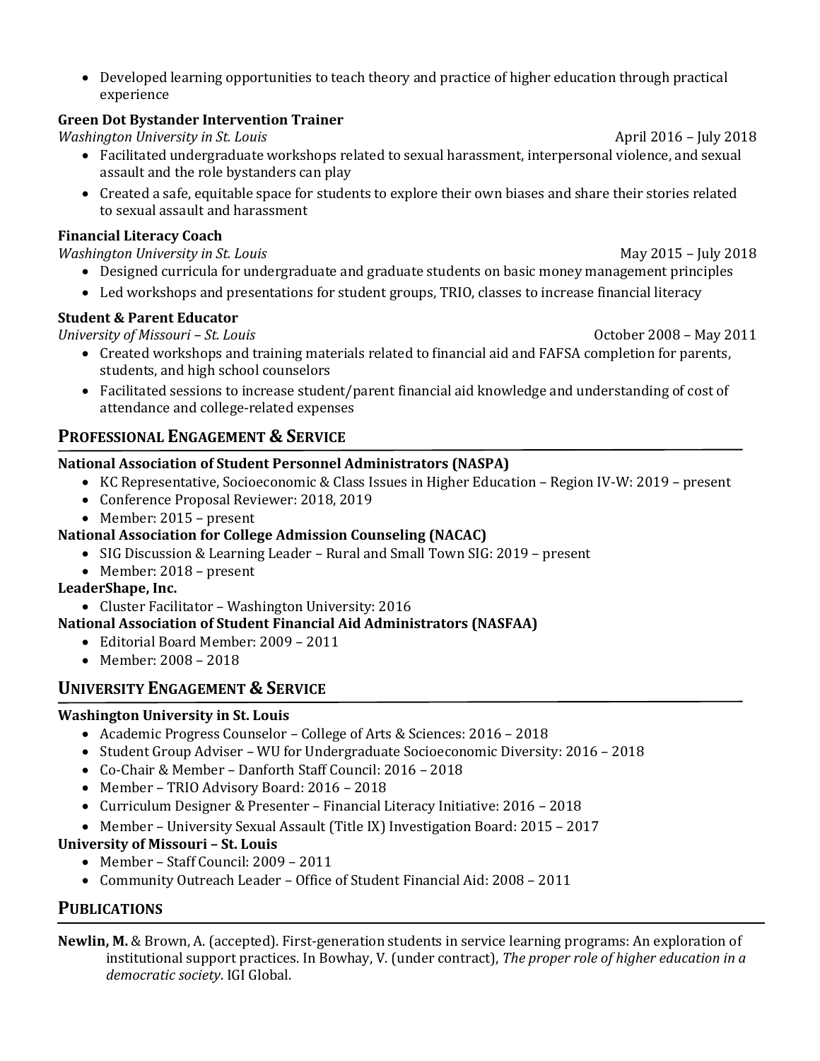- Developed learning opportunities to teach theory and practice of higher education through practical experience

**Green Dot Bystander Intervention Trainer**
*Washington University in St. Louis* April 2016 – July 2018

- Facilitated undergraduate workshops related to sexual harassment, interpersonal violence, and sexual assault and the role bystanders can play
- Created a safe, equitable space for students to explore their own biases and share their stories related to sexual assault and harassment

**Financial Literacy Coach**
*Washington University in St. Louis* May 2015 – July 2018

- Designed curricula for undergraduate and graduate students on basic money management principles
- Led workshops and presentations for student groups, TRIO, classes to increase financial literacy

**Student & Parent Educator**
*University of Missouri – St. Louis* October 2008 – May 2011

- Created workshops and training materials related to financial aid and FAFSA completion for parents, students, and high school counselors
- Facilitated sessions to increase student/parent financial aid knowledge and understanding of cost of attendance and college-related expenses

## Professional Engagement & Service

**National Association of Student Personnel Administrators (NASPA)**

- KC Representative, Socioeconomic & Class Issues in Higher Education – Region IV-W: 2019 – present
- Conference Proposal Reviewer: 2018, 2019
- Member: 2015 – present

**National Association for College Admission Counseling (NACAC)**

- SIG Discussion & Learning Leader – Rural and Small Town SIG: 2019 – present
- Member: 2018 – present

**LeaderShape, Inc.**

- Cluster Facilitator – Washington University: 2016

**National Association of Student Financial Aid Administrators (NASFAA)**

- Editorial Board Member: 2009 – 2011
- Member: 2008 – 2018

## University Engagement & Service

**Washington University in St. Louis**

- Academic Progress Counselor – College of Arts & Sciences: 2016 – 2018
- Student Group Adviser – WU for Undergraduate Socioeconomic Diversity: 2016 – 2018
- Co-Chair & Member – Danforth Staff Council: 2016 – 2018
- Member – TRIO Advisory Board: 2016 – 2018
- Curriculum Designer & Presenter – Financial Literacy Initiative: 2016 – 2018
- Member – University Sexual Assault (Title IX) Investigation Board: 2015 – 2017

**University of Missouri – St. Louis**

- Member – Staff Council: 2009 – 2011
- Community Outreach Leader – Office of Student Financial Aid: 2008 – 2011

## Publications

**Newlin, M.** & Brown, A. (accepted). First-generation students in service learning programs: An exploration of institutional support practices. In Bowhay, V. (under contract), *The proper role of higher education in a democratic society*. IGI Global.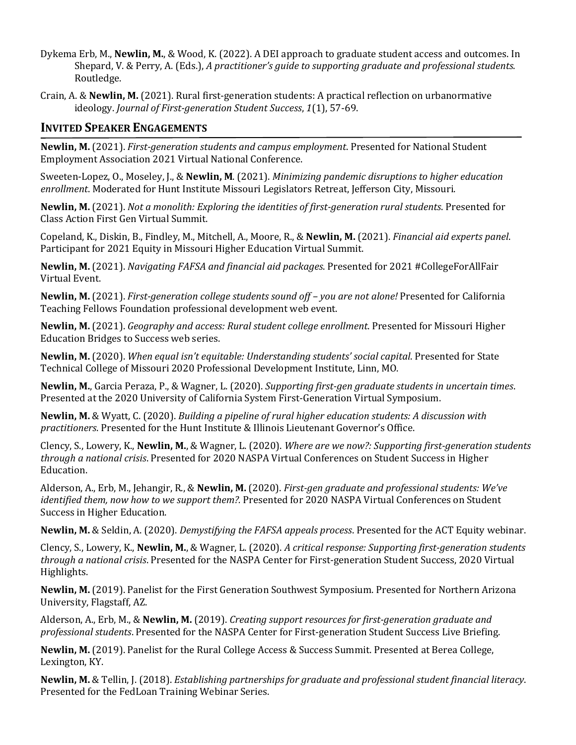Dykema Erb, M., **Newlin, M.**, & Wood, K. (2022). A DEI approach to graduate student access and outcomes. In Shepard, V. & Perry, A. (Eds.), *A practitioner's guide to supporting graduate and professional students*. Routledge.

Crain, A. & **Newlin, M.** (2021). Rural first-generation students: A practical reflection on urbanormative ideology. *Journal of First-generation Student Success*, *1*(1), 57-69.

## INVITED SPEAKER ENGAGEMENTS

**Newlin, M.** (2021). *First-generation students and campus employment*. Presented for National Student Employment Association 2021 Virtual National Conference.

Sweeten-Lopez, O., Moseley, J., & **Newlin, M**. (2021). *Minimizing pandemic disruptions to higher education enrollment*. Moderated for Hunt Institute Missouri Legislators Retreat, Jefferson City, Missouri.

**Newlin, M.** (2021). *Not a monolith: Exploring the identities of first-generation rural students*. Presented for Class Action First Gen Virtual Summit.

Copeland, K., Diskin, B., Findley, M., Mitchell, A., Moore, R., & **Newlin, M.** (2021). *Financial aid experts panel*. Participant for 2021 Equity in Missouri Higher Education Virtual Summit.

**Newlin, M.** (2021). *Navigating FAFSA and financial aid packages*. Presented for 2021 #CollegeForAllFair Virtual Event.

**Newlin, M.** (2021). *First-generation college students sound off – you are not alone!* Presented for California Teaching Fellows Foundation professional development web event.

**Newlin, M.** (2021). *Geography and access: Rural student college enrollment*. Presented for Missouri Higher Education Bridges to Success web series.

**Newlin, M.** (2020). *When equal isn't equitable: Understanding students' social capital*. Presented for State Technical College of Missouri 2020 Professional Development Institute, Linn, MO.

**Newlin, M.**, Garcia Peraza, P., & Wagner, L. (2020). *Supporting first-gen graduate students in uncertain times*. Presented at the 2020 University of California System First-Generation Virtual Symposium.

**Newlin, M.** & Wyatt, C. (2020). *Building a pipeline of rural higher education students: A discussion with practitioners*. Presented for the Hunt Institute & Illinois Lieutenant Governor's Office.

Clency, S., Lowery, K., **Newlin, M.**, & Wagner, L. (2020). *Where are we now?: Supporting first-generation students through a national crisis*. Presented for 2020 NASPA Virtual Conferences on Student Success in Higher Education.

Alderson, A., Erb, M., Jehangir, R., & **Newlin, M.** (2020). *First-gen graduate and professional students: We've identified them, now how to we support them?*. Presented for 2020 NASPA Virtual Conferences on Student Success in Higher Education.

**Newlin, M.** & Seldin, A. (2020). *Demystifying the FAFSA appeals process*. Presented for the ACT Equity webinar.

Clency, S., Lowery, K., **Newlin, M.**, & Wagner, L. (2020). *A critical response: Supporting first-generation students through a national crisis*. Presented for the NASPA Center for First-generation Student Success, 2020 Virtual Highlights.

**Newlin, M.** (2019). Panelist for the First Generation Southwest Symposium. Presented for Northern Arizona University, Flagstaff, AZ.

Alderson, A., Erb, M., & **Newlin, M.** (2019). *Creating support resources for first-generation graduate and professional students*. Presented for the NASPA Center for First-generation Student Success Live Briefing.

**Newlin, M.** (2019). Panelist for the Rural College Access & Success Summit. Presented at Berea College, Lexington, KY.

**Newlin, M.** & Tellin, J. (2018). *Establishing partnerships for graduate and professional student financial literacy*. Presented for the FedLoan Training Webinar Series.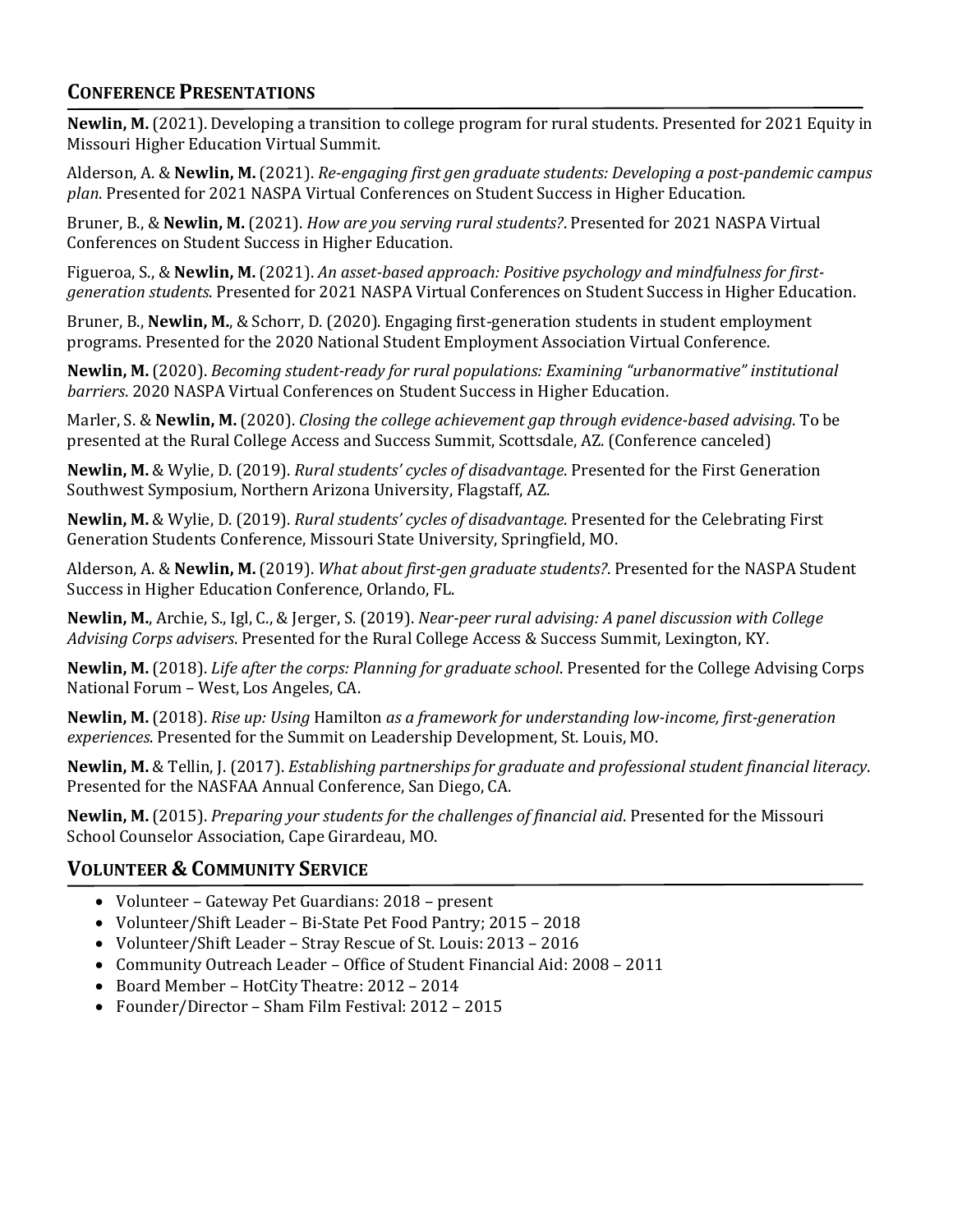## Conference Presentations

**Newlin, M.** (2021). Developing a transition to college program for rural students. Presented for 2021 Equity in Missouri Higher Education Virtual Summit.

Alderson, A. & **Newlin, M.** (2021). *Re-engaging first gen graduate students: Developing a post-pandemic campus plan*. Presented for 2021 NASPA Virtual Conferences on Student Success in Higher Education.

Bruner, B., & **Newlin, M.** (2021). *How are you serving rural students?*. Presented for 2021 NASPA Virtual Conferences on Student Success in Higher Education.

Figueroa, S., & **Newlin, M.** (2021). *An asset-based approach: Positive psychology and mindfulness for first-generation students*. Presented for 2021 NASPA Virtual Conferences on Student Success in Higher Education.

Bruner, B., **Newlin, M.**, & Schorr, D. (2020). Engaging first-generation students in student employment programs. Presented for the 2020 National Student Employment Association Virtual Conference.

**Newlin, M.** (2020). *Becoming student-ready for rural populations: Examining "urbanormative" institutional barriers.* 2020 NASPA Virtual Conferences on Student Success in Higher Education.

Marler, S. & **Newlin, M.** (2020). *Closing the college achievement gap through evidence-based advising.* To be presented at the Rural College Access and Success Summit, Scottsdale, AZ. (Conference canceled)

**Newlin, M.** & Wylie, D. (2019). *Rural students' cycles of disadvantage*. Presented for the First Generation Southwest Symposium, Northern Arizona University, Flagstaff, AZ.

**Newlin, M.** & Wylie, D. (2019). *Rural students' cycles of disadvantage*. Presented for the Celebrating First Generation Students Conference, Missouri State University, Springfield, MO.

Alderson, A. & **Newlin, M.** (2019). *What about first-gen graduate students?*. Presented for the NASPA Student Success in Higher Education Conference, Orlando, FL.

**Newlin, M.**, Archie, S., Igl, C., & Jerger, S. (2019). *Near-peer rural advising: A panel discussion with College Advising Corps advisers*. Presented for the Rural College Access & Success Summit, Lexington, KY.

**Newlin, M.** (2018). *Life after the corps: Planning for graduate school*. Presented for the College Advising Corps National Forum – West, Los Angeles, CA.

**Newlin, M.** (2018). *Rise up: Using* Hamilton *as a framework for understanding low-income, first-generation experiences*. Presented for the Summit on Leadership Development, St. Louis, MO.

**Newlin, M.** & Tellin, J. (2017). *Establishing partnerships for graduate and professional student financial literacy*. Presented for the NASFAA Annual Conference, San Diego, CA.

**Newlin, M.** (2015). *Preparing your students for the challenges of financial aid*. Presented for the Missouri School Counselor Association, Cape Girardeau, MO.

## Volunteer & Community Service

- Volunteer – Gateway Pet Guardians: 2018 – present
- Volunteer/Shift Leader – Bi-State Pet Food Pantry; 2015 – 2018
- Volunteer/Shift Leader – Stray Rescue of St. Louis: 2013 – 2016
- Community Outreach Leader – Office of Student Financial Aid: 2008 – 2011
- Board Member – HotCity Theatre: 2012 – 2014
- Founder/Director – Sham Film Festival: 2012 – 2015